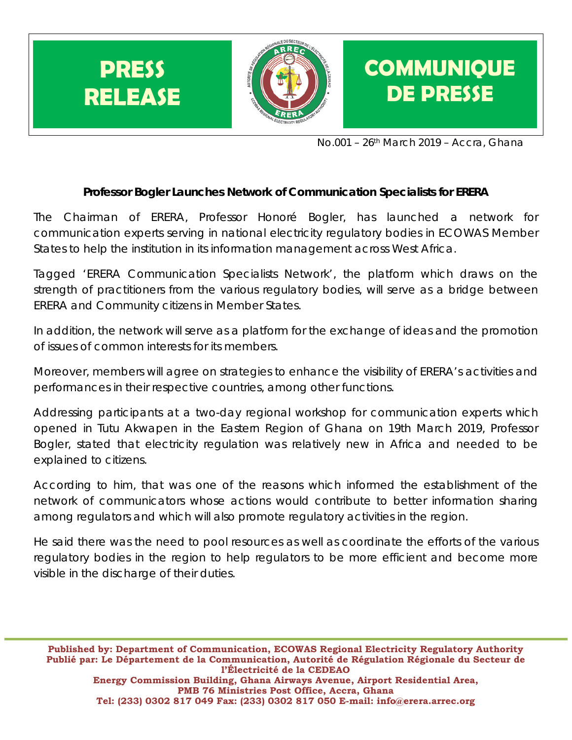**PRESS RELEASE**

**COMMUNIQUE DE PRESSE**

No.001 – 26th March 2019 – Accra, Ghana

**Professor Bogler Launches Network of Communication Specialists for ERERA**

The Chairman of ERERA, Professor Honoré Bogler, has launched a network for communication experts serving in national electricity regulatory bodies in ECOWAS Member States to help the institution in its information management across West Africa.

Tagged 'ERERA Communication Specialists Network', the platform which draws on the strength of practitioners from the various regulatory bodies, will serve as a bridge between ERERA and Community citizens in Member States.

In addition, the network will serve as a platform for the exchange of ideas and the promotion of issues of common interests for its members.

Moreover, members will agree on strategies to enhance the visibility of ERERA's activities and performances in their respective countries, among other functions.

Addressing participants at a two-day regional workshop for communication experts which opened in Tutu Akwapen in the Eastern Region of Ghana on 19th March 2019, Professor Bogler, stated that electricity regulation was relatively new in Africa and needed to be explained to citizens.

According to him, that was one of the reasons which informed the establishment of the network of communicators whose actions would contribute to better information sharing among regulators and which will also promote regulatory activities in the region.

He said there was the need to pool resources as well as coordinate the efforts of the various regulatory bodies in the region to help regulators to be more efficient and become more visible in the discharge of their duties.

**Published by: Department of Communication, ECOWAS Regional Electricity Regulatory Authority**
**Publié par: Le Département de la Communication, Autorité de Régulation Régionale du Secteur de l'Électricité de la CEDEAO**
**Energy Commission Building, Ghana Airways Avenue, Airport Residential Area,**
**PMB 76 Ministries Post Office, Accra, Ghana**
**Tel: (233) 0302 817 049 Fax: (233) 0302 817 050 E-mail: info@erera.arrec.org**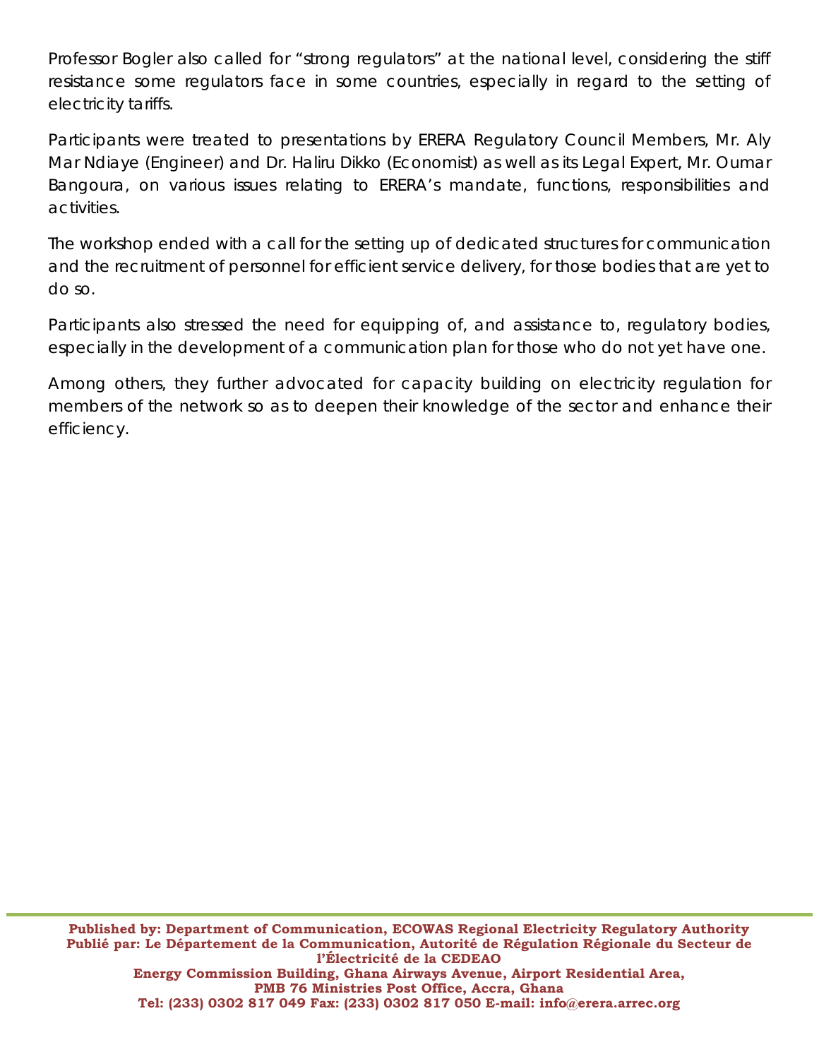Professor Bogler also called for "strong regulators" at the national level, considering the stiff resistance some regulators face in some countries, especially in regard to the setting of electricity tariffs.

Participants were treated to presentations by ERERA Regulatory Council Members, Mr. Aly Mar Ndiaye (Engineer) and Dr. Haliru Dikko (Economist) as well as its Legal Expert, Mr. Oumar Bangoura, on various issues relating to ERERA's mandate, functions, responsibilities and activities.

The workshop ended with a call for the setting up of dedicated structures for communication and the recruitment of personnel for efficient service delivery, for those bodies that are yet to do so.

Participants also stressed the need for equipping of, and assistance to, regulatory bodies, especially in the development of a communication plan for those who do not yet have one.

Among others, they further advocated for capacity building on electricity regulation for members of the network so as to deepen their knowledge of the sector and enhance their efficiency.

**Published by: Department of Communication, ECOWAS Regional Electricity Regulatory Authority**
**Publié par: Le Département de la Communication, Autorité de Régulation Régionale du Secteur de l'Électricité de la CEDEAO**
**Energy Commission Building, Ghana Airways Avenue, Airport Residential Area,**
**PMB 76 Ministries Post Office, Accra, Ghana**
**Tel: (233) 0302 817 049 Fax: (233) 0302 817 050 E-mail: info@erera.arrec.org**